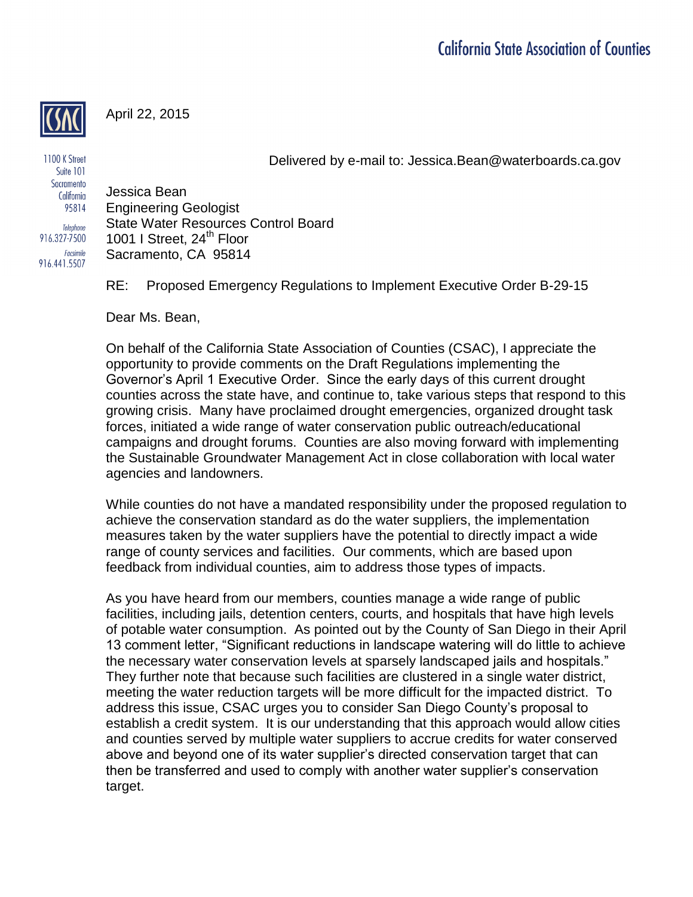California State Association of Counties

1100 K Street
Suite 101
Sacramento
California
95814

*Telephone*
916.327-7500

*Facsimile*
916.441.5507

April 22, 2015

Delivered by e-mail to: Jessica.Bean@waterboards.ca.gov

Jessica Bean
Engineering Geologist
State Water Resources Control Board
1001 I Street, 24th Floor
Sacramento, CA 95814

RE: Proposed Emergency Regulations to Implement Executive Order B-29-15

Dear Ms. Bean,

On behalf of the California State Association of Counties (CSAC), I appreciate the opportunity to provide comments on the Draft Regulations implementing the Governor's April 1 Executive Order. Since the early days of this current drought counties across the state have, and continue to, take various steps that respond to this growing crisis. Many have proclaimed drought emergencies, organized drought task forces, initiated a wide range of water conservation public outreach/educational campaigns and drought forums. Counties are also moving forward with implementing the Sustainable Groundwater Management Act in close collaboration with local water agencies and landowners.

While counties do not have a mandated responsibility under the proposed regulation to achieve the conservation standard as do the water suppliers, the implementation measures taken by the water suppliers have the potential to directly impact a wide range of county services and facilities. Our comments, which are based upon feedback from individual counties, aim to address those types of impacts.

As you have heard from our members, counties manage a wide range of public facilities, including jails, detention centers, courts, and hospitals that have high levels of potable water consumption. As pointed out by the County of San Diego in their April 13 comment letter, "Significant reductions in landscape watering will do little to achieve the necessary water conservation levels at sparsely landscaped jails and hospitals." They further note that because such facilities are clustered in a single water district, meeting the water reduction targets will be more difficult for the impacted district. To address this issue, CSAC urges you to consider San Diego County's proposal to establish a credit system. It is our understanding that this approach would allow cities and counties served by multiple water suppliers to accrue credits for water conserved above and beyond one of its water supplier's directed conservation target that can then be transferred and used to comply with another water supplier's conservation target.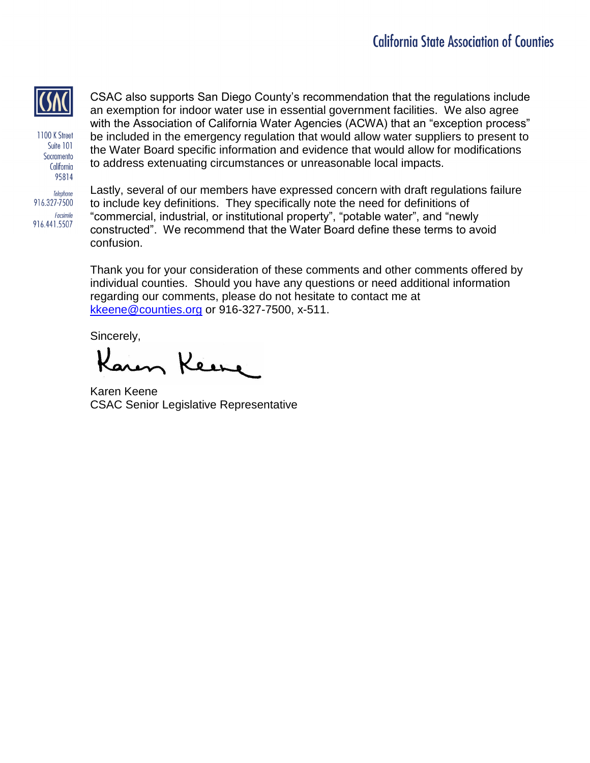CSAC also supports San Diego County's recommendation that the regulations include an exemption for indoor water use in essential government facilities. We also agree with the Association of California Water Agencies (ACWA) that an "exception process" be included in the emergency regulation that would allow water suppliers to present to the Water Board specific information and evidence that would allow for modifications to address extenuating circumstances or unreasonable local impacts.

Lastly, several of our members have expressed concern with draft regulations failure to include key definitions. They specifically note the need for definitions of "commercial, industrial, or institutional property", "potable water", and "newly constructed". We recommend that the Water Board define these terms to avoid confusion.

Thank you for your consideration of these comments and other comments offered by individual counties. Should you have any questions or need additional information regarding our comments, please do not hesitate to contact me at kkeene@counties.org or 916-327-7500, x-511.

Sincerely,

Karen Keene
CSAC Senior Legislative Representative